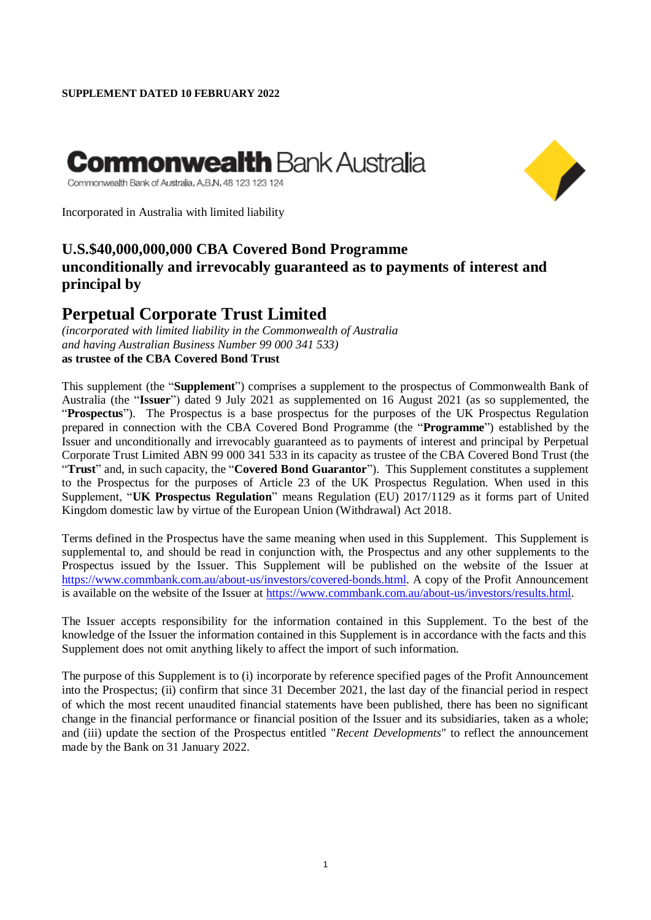**SUPPLEMENT DATED 10 FEBRUARY 2022**

**Commonwealth** Bank Australia

Commonwealth Bank of Australia, A.B.N. 48 123 123 124

Incorporated in Australia with limited liability

## U.S.$40,000,000,000 CBA Covered Bond Programme unconditionally and irrevocably guaranteed as to payments of interest and principal by

# Perpetual Corporate Trust Limited

*(incorporated with limited liability in the Commonwealth of Australia and having Australian Business Number 99 000 341 533)*
**as trustee of the CBA Covered Bond Trust**

This supplement (the "**Supplement**") comprises a supplement to the prospectus of Commonwealth Bank of Australia (the "**Issuer**") dated 9 July 2021 as supplemented on 16 August 2021 (as so supplemented, the "**Prospectus**"). The Prospectus is a base prospectus for the purposes of the UK Prospectus Regulation prepared in connection with the CBA Covered Bond Programme (the "**Programme**") established by the Issuer and unconditionally and irrevocably guaranteed as to payments of interest and principal by Perpetual Corporate Trust Limited ABN 99 000 341 533 in its capacity as trustee of the CBA Covered Bond Trust (the "**Trust**" and, in such capacity, the "**Covered Bond Guarantor**"). This Supplement constitutes a supplement to the Prospectus for the purposes of Article 23 of the UK Prospectus Regulation. When used in this Supplement, "**UK Prospectus Regulation**" means Regulation (EU) 2017/1129 as it forms part of United Kingdom domestic law by virtue of the European Union (Withdrawal) Act 2018.

Terms defined in the Prospectus have the same meaning when used in this Supplement. This Supplement is supplemental to, and should be read in conjunction with, the Prospectus and any other supplements to the Prospectus issued by the Issuer. This Supplement will be published on the website of the Issuer at https://www.commbank.com.au/about-us/investors/covered-bonds.html. A copy of the Profit Announcement is available on the website of the Issuer at https://www.commbank.com.au/about-us/investors/results.html.

The Issuer accepts responsibility for the information contained in this Supplement. To the best of the knowledge of the Issuer the information contained in this Supplement is in accordance with the facts and this Supplement does not omit anything likely to affect the import of such information.

The purpose of this Supplement is to (i) incorporate by reference specified pages of the Profit Announcement into the Prospectus; (ii) confirm that since 31 December 2021, the last day of the financial period in respect of which the most recent unaudited financial statements have been published, there has been no significant change in the financial performance or financial position of the Issuer and its subsidiaries, taken as a whole; and (iii) update the section of the Prospectus entitled "*Recent Developments*" to reflect the announcement made by the Bank on 31 January 2022.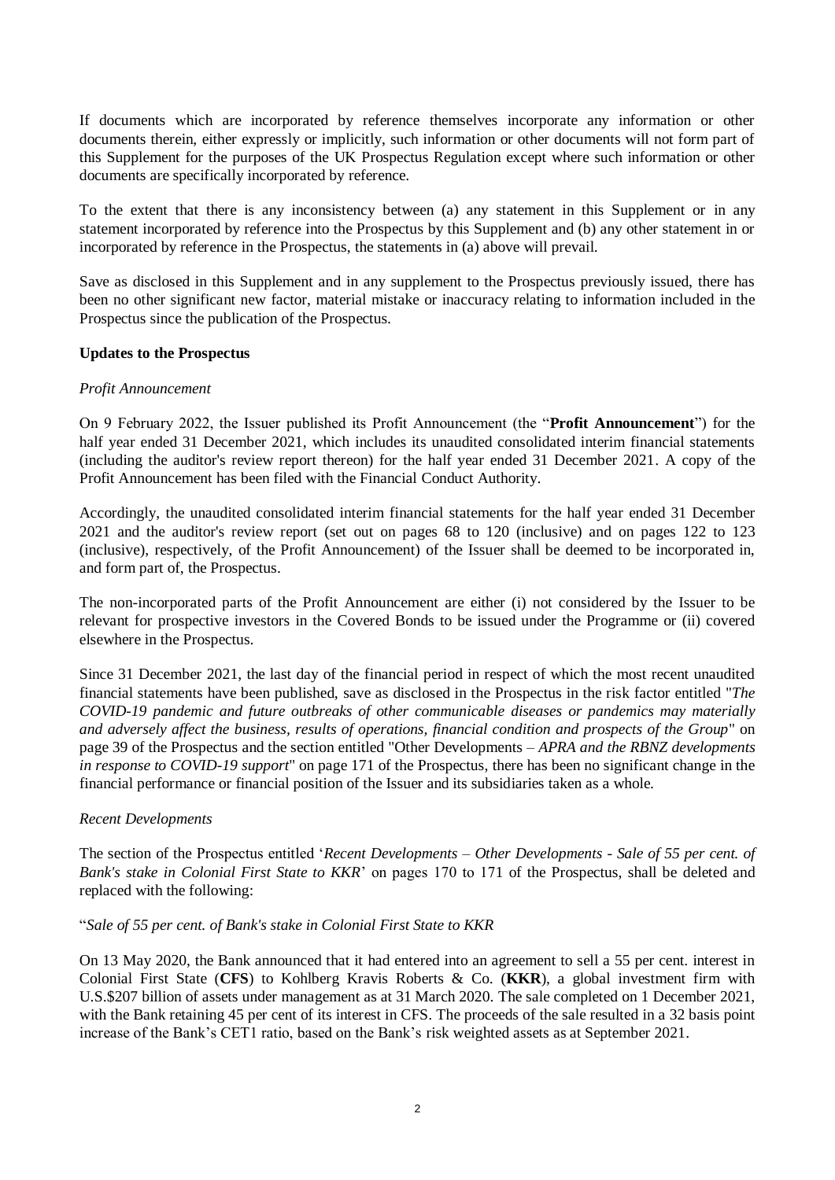If documents which are incorporated by reference themselves incorporate any information or other documents therein, either expressly or implicitly, such information or other documents will not form part of this Supplement for the purposes of the UK Prospectus Regulation except where such information or other documents are specifically incorporated by reference.

To the extent that there is any inconsistency between (a) any statement in this Supplement or in any statement incorporated by reference into the Prospectus by this Supplement and (b) any other statement in or incorporated by reference in the Prospectus, the statements in (a) above will prevail.

Save as disclosed in this Supplement and in any supplement to the Prospectus previously issued, there has been no other significant new factor, material mistake or inaccuracy relating to information included in the Prospectus since the publication of the Prospectus.

**Updates to the Prospectus**

*Profit Announcement*

On 9 February 2022, the Issuer published its Profit Announcement (the "**Profit Announcement**") for the half year ended 31 December 2021, which includes its unaudited consolidated interim financial statements (including the auditor's review report thereon) for the half year ended 31 December 2021. A copy of the Profit Announcement has been filed with the Financial Conduct Authority.

Accordingly, the unaudited consolidated interim financial statements for the half year ended 31 December 2021 and the auditor's review report (set out on pages 68 to 120 (inclusive) and on pages 122 to 123 (inclusive), respectively, of the Profit Announcement) of the Issuer shall be deemed to be incorporated in, and form part of, the Prospectus.

The non-incorporated parts of the Profit Announcement are either (i) not considered by the Issuer to be relevant for prospective investors in the Covered Bonds to be issued under the Programme or (ii) covered elsewhere in the Prospectus.

Since 31 December 2021, the last day of the financial period in respect of which the most recent unaudited financial statements have been published, save as disclosed in the Prospectus in the risk factor entitled "*The COVID-19 pandemic and future outbreaks of other communicable diseases or pandemics may materially and adversely affect the business, results of operations, financial condition and prospects of the Group*" on page 39 of the Prospectus and the section entitled "Other Developments – *APRA and the RBNZ developments in response to COVID-19 support*" on page 171 of the Prospectus, there has been no significant change in the financial performance or financial position of the Issuer and its subsidiaries taken as a whole.

*Recent Developments*

The section of the Prospectus entitled '*Recent Developments – Other Developments - Sale of 55 per cent. of Bank's stake in Colonial First State to KKR*' on pages 170 to 171 of the Prospectus, shall be deleted and replaced with the following:

"*Sale of 55 per cent. of Bank's stake in Colonial First State to KKR*

On 13 May 2020, the Bank announced that it had entered into an agreement to sell a 55 per cent. interest in Colonial First State (**CFS**) to Kohlberg Kravis Roberts & Co. (**KKR**), a global investment firm with U.S.$207 billion of assets under management as at 31 March 2020. The sale completed on 1 December 2021, with the Bank retaining 45 per cent of its interest in CFS. The proceeds of the sale resulted in a 32 basis point increase of the Bank's CET1 ratio, based on the Bank's risk weighted assets as at September 2021.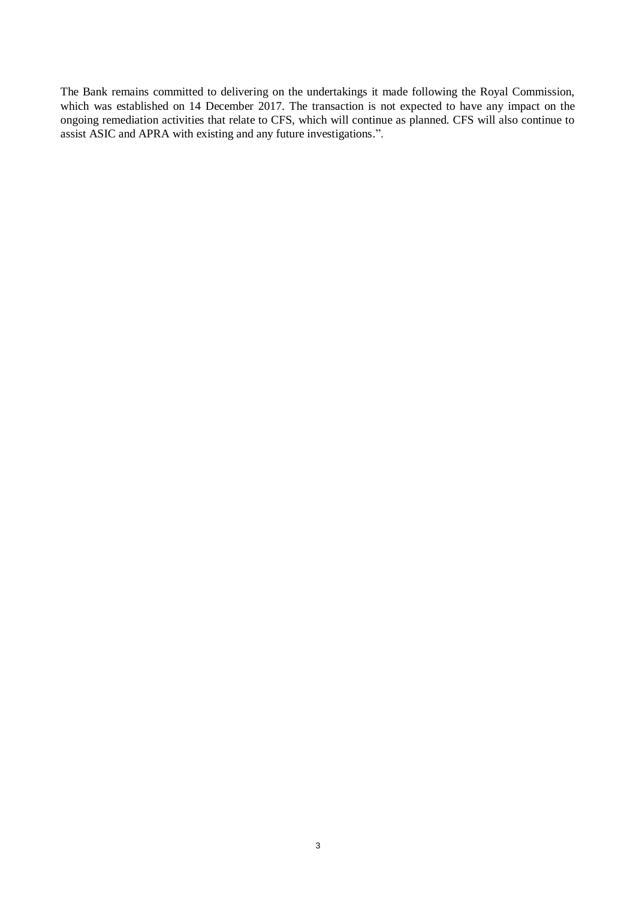The Bank remains committed to delivering on the undertakings it made following the Royal Commission, which was established on 14 December 2017. The transaction is not expected to have any impact on the ongoing remediation activities that relate to CFS, which will continue as planned. CFS will also continue to assist ASIC and APRA with existing and any future investigations.".